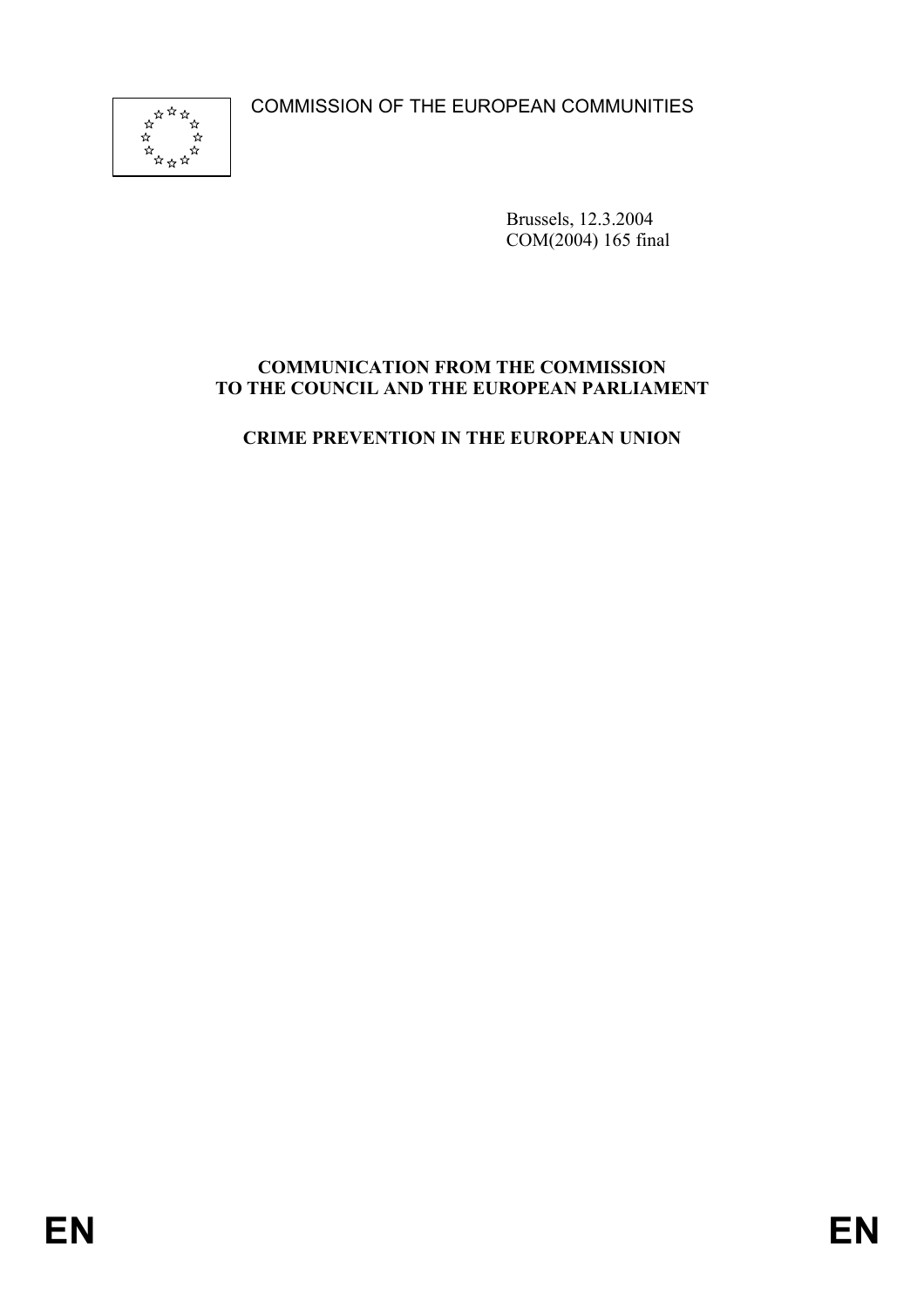COMMISSION OF THE EUROPEAN COMMUNITIES

Brussels, 12.3.2004
COM(2004) 165 final

**COMMUNICATION FROM THE COMMISSION TO THE COUNCIL AND THE EUROPEAN PARLIAMENT**

**CRIME PREVENTION IN THE EUROPEAN UNION**

EN EN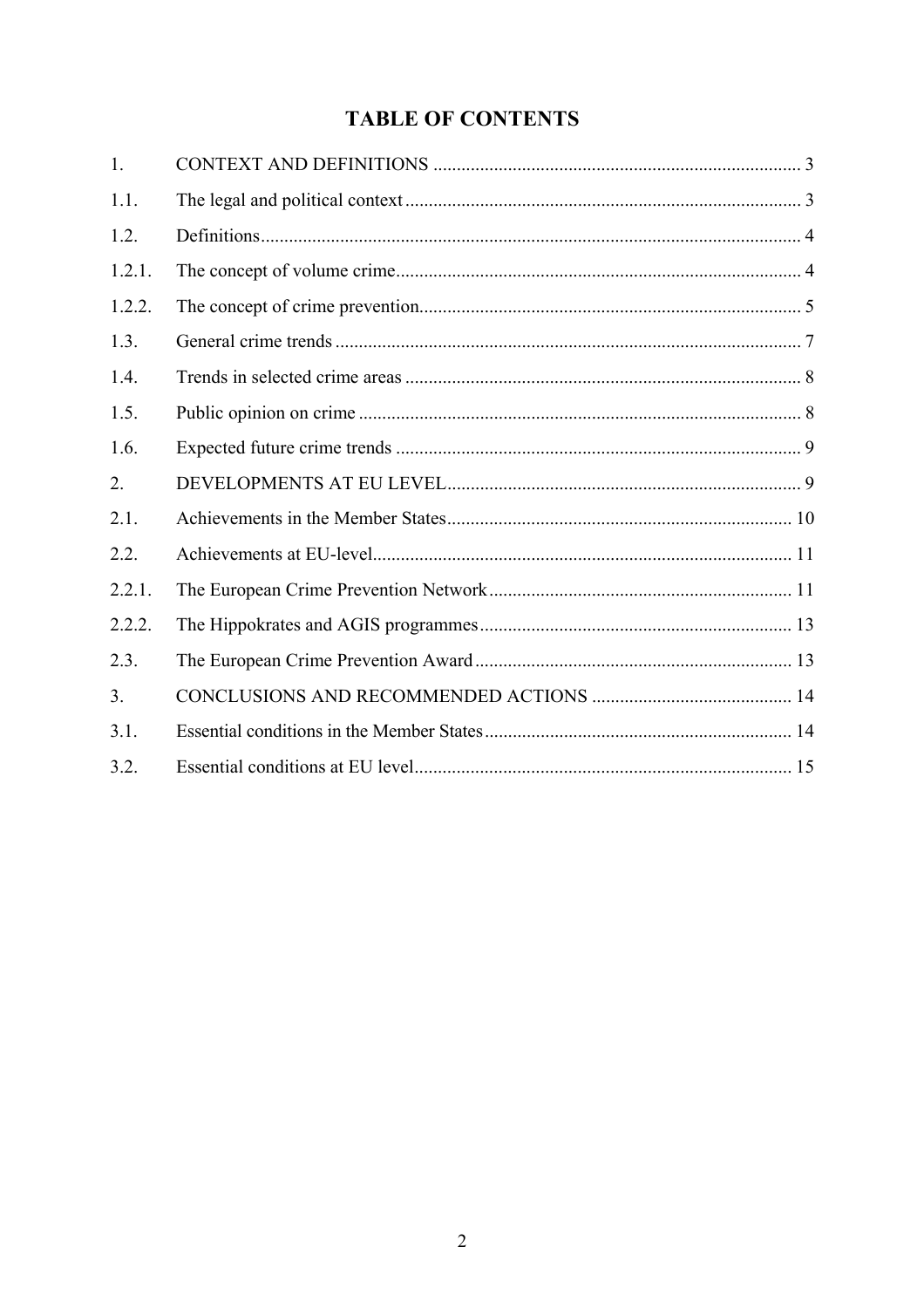# TABLE OF CONTENTS

| | | |
|---|---|---|
| 1. | CONTEXT AND DEFINITIONS | 3 |
| 1.1. | The legal and political context | 3 |
| 1.2. | Definitions | 4 |
| 1.2.1. | The concept of volume crime | 4 |
| 1.2.2. | The concept of crime prevention | 5 |
| 1.3. | General crime trends | 7 |
| 1.4. | Trends in selected crime areas | 8 |
| 1.5. | Public opinion on crime | 8 |
| 1.6. | Expected future crime trends | 9 |
| 2. | DEVELOPMENTS AT EU LEVEL | 9 |
| 2.1. | Achievements in the Member States | 10 |
| 2.2. | Achievements at EU-level | 11 |
| 2.2.1. | The European Crime Prevention Network | 11 |
| 2.2.2. | The Hippokrates and AGIS programmes | 13 |
| 2.3. | The European Crime Prevention Award | 13 |
| 3. | CONCLUSIONS AND RECOMMENDED ACTIONS | 14 |
| 3.1. | Essential conditions in the Member States | 14 |
| 3.2. | Essential conditions at EU level | 15 |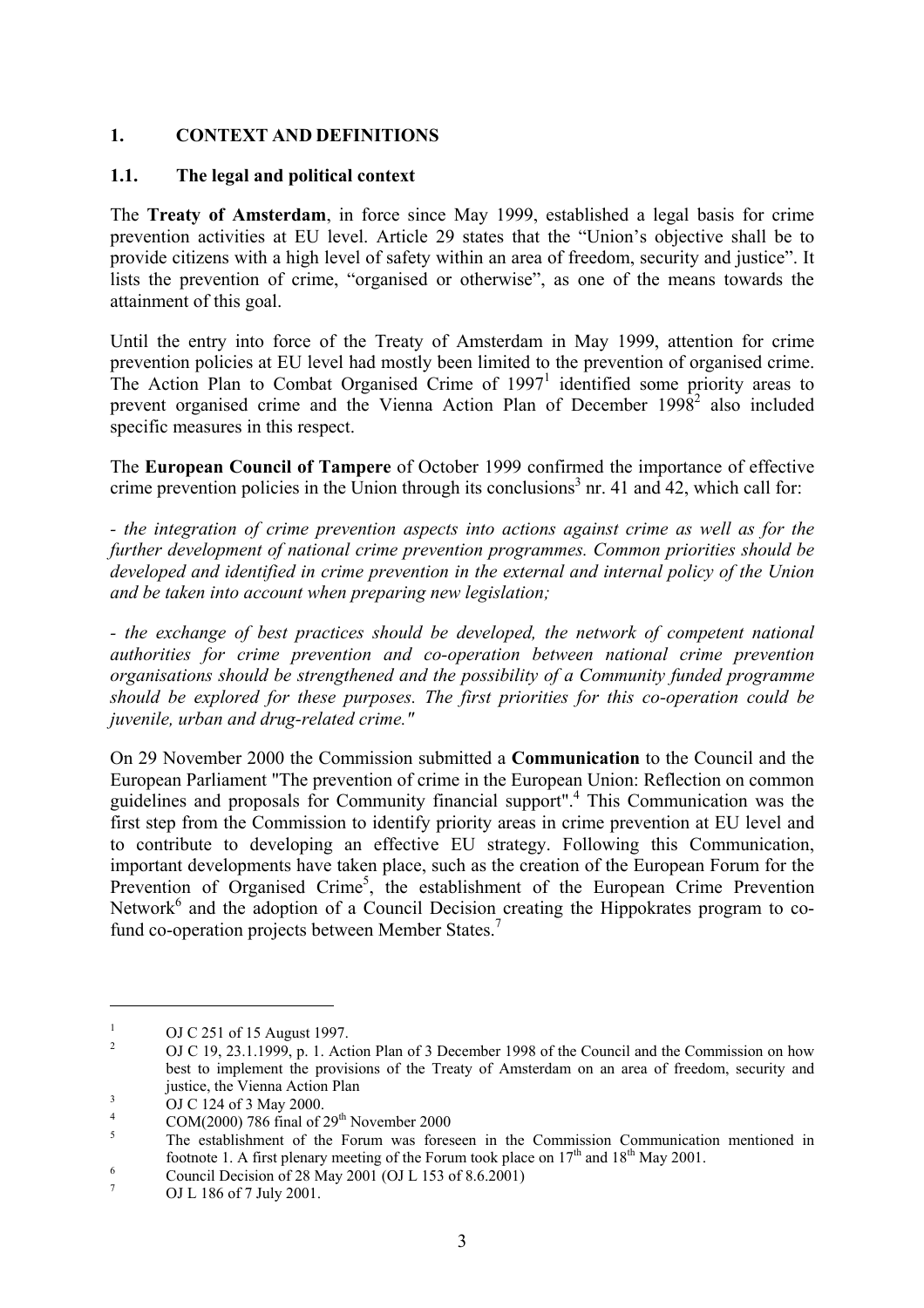## 1. CONTEXT AND DEFINITIONS

### 1.1. The legal and political context

The **Treaty of Amsterdam**, in force since May 1999, established a legal basis for crime prevention activities at EU level. Article 29 states that the "Union's objective shall be to provide citizens with a high level of safety within an area of freedom, security and justice". It lists the prevention of crime, "organised or otherwise", as one of the means towards the attainment of this goal.

Until the entry into force of the Treaty of Amsterdam in May 1999, attention for crime prevention policies at EU level had mostly been limited to the prevention of organised crime. The Action Plan to Combat Organised Crime of 1997[1] identified some priority areas to prevent organised crime and the Vienna Action Plan of December 1998[2] also included specific measures in this respect.

The **European Council of Tampere** of October 1999 confirmed the importance of effective crime prevention policies in the Union through its conclusions[3] nr. 41 and 42, which call for:

*- the integration of crime prevention aspects into actions against crime as well as for the further development of national crime prevention programmes. Common priorities should be developed and identified in crime prevention in the external and internal policy of the Union and be taken into account when preparing new legislation;*

*- the exchange of best practices should be developed, the network of competent national authorities for crime prevention and co-operation between national crime prevention organisations should be strengthened and the possibility of a Community funded programme should be explored for these purposes. The first priorities for this co-operation could be juvenile, urban and drug-related crime."*

On 29 November 2000 the Commission submitted a **Communication** to the Council and the European Parliament "The prevention of crime in the European Union: Reflection on common guidelines and proposals for Community financial support".[4] This Communication was the first step from the Commission to identify priority areas in crime prevention at EU level and to contribute to developing an effective EU strategy. Following this Communication, important developments have taken place, such as the creation of the European Forum for the Prevention of Organised Crime[5], the establishment of the European Crime Prevention Network[6] and the adoption of a Council Decision creating the Hippokrates program to co-fund co-operation projects between Member States.[7]

---

[1] OJ C 251 of 15 August 1997.

[2] OJ C 19, 23.1.1999, p. 1. Action Plan of 3 December 1998 of the Council and the Commission on how best to implement the provisions of the Treaty of Amsterdam on an area of freedom, security and justice, the Vienna Action Plan

[3] OJ C 124 of 3 May 2000.

[4] COM(2000) 786 final of 29th November 2000

[5] The establishment of the Forum was foreseen in the Commission Communication mentioned in footnote 1. A first plenary meeting of the Forum took place on 17th and 18th May 2001.

[6] Council Decision of 28 May 2001 (OJ L 153 of 8.6.2001)

[7] OJ L 186 of 7 July 2001.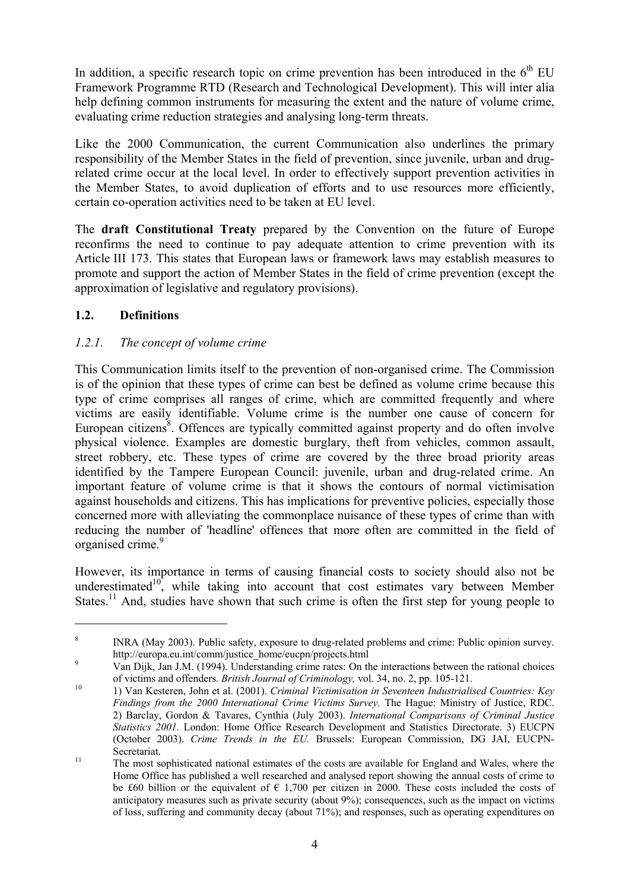In addition, a specific research topic on crime prevention has been introduced in the 6th EU Framework Programme RTD (Research and Technological Development). This will inter alia help defining common instruments for measuring the extent and the nature of volume crime, evaluating crime reduction strategies and analysing long-term threats.

Like the 2000 Communication, the current Communication also underlines the primary responsibility of the Member States in the field of prevention, since juvenile, urban and drug-related crime occur at the local level. In order to effectively support prevention activities in the Member States, to avoid duplication of efforts and to use resources more efficiently, certain co-operation activities need to be taken at EU level.

The **draft Constitutional Treaty** prepared by the Convention on the future of Europe reconfirms the need to continue to pay adequate attention to crime prevention with its Article III 173. This states that European laws or framework laws may establish measures to promote and support the action of Member States in the field of crime prevention (except the approximation of legislative and regulatory provisions).

### 1.2. Definitions

#### *1.2.1. The concept of volume crime*

This Communication limits itself to the prevention of non-organised crime. The Commission is of the opinion that these types of crime can best be defined as volume crime because this type of crime comprises all ranges of crime, which are committed frequently and where victims are easily identifiable. Volume crime is the number one cause of concern for European citizens[8]. Offences are typically committed against property and do often involve physical violence. Examples are domestic burglary, theft from vehicles, common assault, street robbery, etc. These types of crime are covered by the three broad priority areas identified by the Tampere European Council: juvenile, urban and drug-related crime. An important feature of volume crime is that it shows the contours of normal victimisation against households and citizens. This has implications for preventive policies, especially those concerned more with alleviating the commonplace nuisance of these types of crime than with reducing the number of 'headline' offences that more often are committed in the field of organised crime.[9]

However, its importance in terms of causing financial costs to society should also not be underestimated[10], while taking into account that cost estimates vary between Member States.[11] And, studies have shown that such crime is often the first step for young people to

---

[8] INRA (May 2003). Public safety, exposure to drug-related problems and crime: Public opinion survey. http://europa.eu.int/comm/justice_home/eucpn/projects.html

[9] Van Dijk, Jan J.M. (1994). Understanding crime rates: On the interactions between the rational choices of victims and offenders. *British Journal of Criminology,* vol. 34, no. 2, pp. 105-121.

[10] 1) Van Kesteren, John et al. (2001). *Criminal Victimisation in Seventeen Industrialised Countries: Key Findings from the 2000 International Crime Victims Survey.* The Hague: Ministry of Justice, RDC. 2) Barclay, Gordon & Tavares, Cynthia (July 2003). *International Comparisons of Criminal Justice Statistics 2001.* London: Home Office Research Development and Statistics Directorate. 3) EUCPN (October 2003). *Crime Trends in the EU.* Brussels: European Commission, DG JAI, EUCPN-Secretariat.

[11] The most sophisticated national estimates of the costs are available for England and Wales, where the Home Office has published a well researched and analysed report showing the annual costs of crime to be £60 billion or the equivalent of € 1,700 per citizen in 2000. These costs included the costs of anticipatory measures such as private security (about 9%); consequences, such as the impact on victims of loss, suffering and community decay (about 71%); and responses, such as operating expenditures on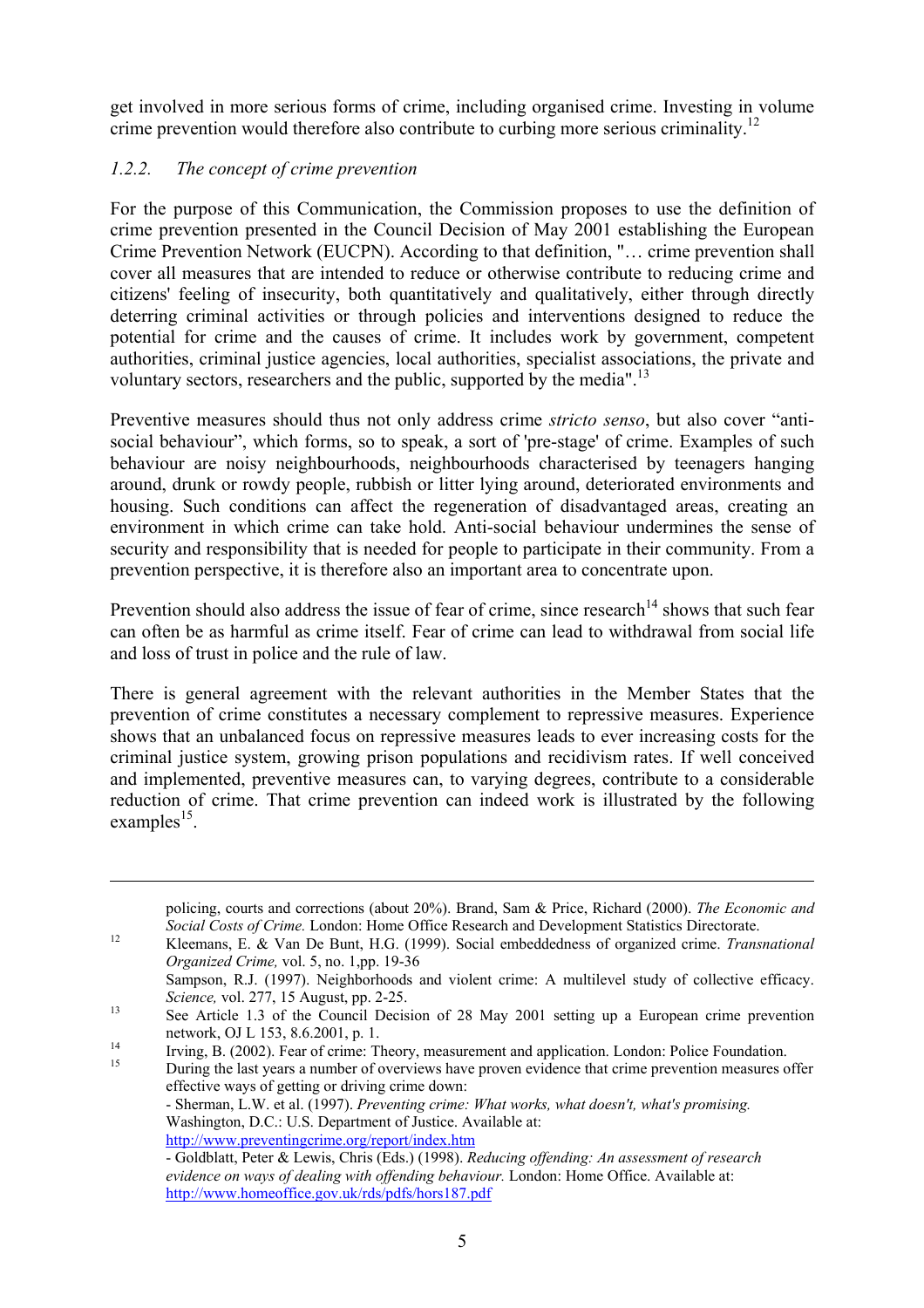get involved in more serious forms of crime, including organised crime. Investing in volume crime prevention would therefore also contribute to curbing more serious criminality.[12]

### *1.2.2. The concept of crime prevention*

For the purpose of this Communication, the Commission proposes to use the definition of crime prevention presented in the Council Decision of May 2001 establishing the European Crime Prevention Network (EUCPN). According to that definition, "… crime prevention shall cover all measures that are intended to reduce or otherwise contribute to reducing crime and citizens' feeling of insecurity, both quantitatively and qualitatively, either through directly deterring criminal activities or through policies and interventions designed to reduce the potential for crime and the causes of crime. It includes work by government, competent authorities, criminal justice agencies, local authorities, specialist associations, the private and voluntary sectors, researchers and the public, supported by the media".[13]

Preventive measures should thus not only address crime *stricto senso*, but also cover "anti-social behaviour", which forms, so to speak, a sort of 'pre-stage' of crime. Examples of such behaviour are noisy neighbourhoods, neighbourhoods characterised by teenagers hanging around, drunk or rowdy people, rubbish or litter lying around, deteriorated environments and housing. Such conditions can affect the regeneration of disadvantaged areas, creating an environment in which crime can take hold. Anti-social behaviour undermines the sense of security and responsibility that is needed for people to participate in their community. From a prevention perspective, it is therefore also an important area to concentrate upon.

Prevention should also address the issue of fear of crime, since research[14] shows that such fear can often be as harmful as crime itself. Fear of crime can lead to withdrawal from social life and loss of trust in police and the rule of law.

There is general agreement with the relevant authorities in the Member States that the prevention of crime constitutes a necessary complement to repressive measures. Experience shows that an unbalanced focus on repressive measures leads to ever increasing costs for the criminal justice system, growing prison populations and recidivism rates. If well conceived and implemented, preventive measures can, to varying degrees, contribute to a considerable reduction of crime. That crime prevention can indeed work is illustrated by the following examples[15].

---

policing, courts and corrections (about 20%). Brand, Sam & Price, Richard (2000). *The Economic and Social Costs of Crime.* London: Home Office Research and Development Statistics Directorate.

[12] Kleemans, E. & Van De Bunt, H.G. (1999). Social embeddedness of organized crime. *Transnational Organized Crime,* vol. 5, no. 1,pp. 19-36
Sampson, R.J. (1997). Neighborhoods and violent crime: A multilevel study of collective efficacy. *Science,* vol. 277, 15 August, pp. 2-25.

[13] See Article 1.3 of the Council Decision of 28 May 2001 setting up a European crime prevention network, OJ L 153, 8.6.2001, p. 1.

[14] Irving, B. (2002). Fear of crime: Theory, measurement and application. London: Police Foundation.

[15] During the last years a number of overviews have proven evidence that crime prevention measures offer effective ways of getting or driving crime down:
- Sherman, L.W. et al. (1997). *Preventing crime: What works, what doesn't, what's promising.* Washington, D.C.: U.S. Department of Justice. Available at: http://www.preventingcrime.org/report/index.htm
- Goldblatt, Peter & Lewis, Chris (Eds.) (1998). *Reducing offending: An assessment of research evidence on ways of dealing with offending behaviour.* London: Home Office. Available at: http://www.homeoffice.gov.uk/rds/pdfs/hors187.pdf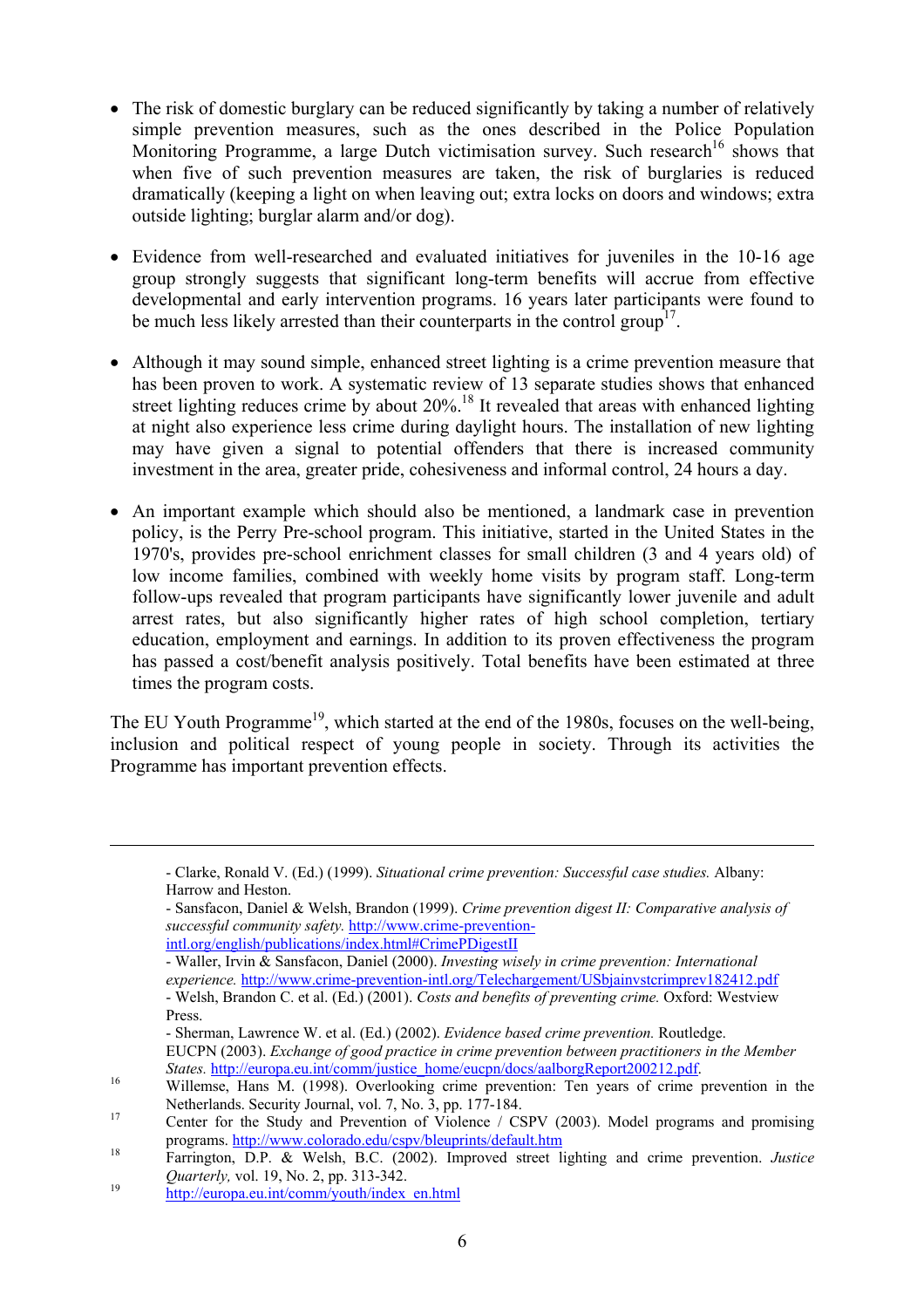- The risk of domestic burglary can be reduced significantly by taking a number of relatively simple prevention measures, such as the ones described in the Police Population Monitoring Programme, a large Dutch victimisation survey. Such research[16] shows that when five of such prevention measures are taken, the risk of burglaries is reduced dramatically (keeping a light on when leaving out; extra locks on doors and windows; extra outside lighting; burglar alarm and/or dog).

- Evidence from well-researched and evaluated initiatives for juveniles in the 10-16 age group strongly suggests that significant long-term benefits will accrue from effective developmental and early intervention programs. 16 years later participants were found to be much less likely arrested than their counterparts in the control group[17].

- Although it may sound simple, enhanced street lighting is a crime prevention measure that has been proven to work. A systematic review of 13 separate studies shows that enhanced street lighting reduces crime by about 20%.[18] It revealed that areas with enhanced lighting at night also experience less crime during daylight hours. The installation of new lighting may have given a signal to potential offenders that there is increased community investment in the area, greater pride, cohesiveness and informal control, 24 hours a day.

- An important example which should also be mentioned, a landmark case in prevention policy, is the Perry Pre-school program. This initiative, started in the United States in the 1970's, provides pre-school enrichment classes for small children (3 and 4 years old) of low income families, combined with weekly home visits by program staff. Long-term follow-ups revealed that program participants have significantly lower juvenile and adult arrest rates, but also significantly higher rates of high school completion, tertiary education, employment and earnings. In addition to its proven effectiveness the program has passed a cost/benefit analysis positively. Total benefits have been estimated at three times the program costs.

The EU Youth Programme[19], which started at the end of the 1980s, focuses on the well-being, inclusion and political respect of young people in society. Through its activities the Programme has important prevention effects.

---

- Clarke, Ronald V. (Ed.) (1999). *Situational crime prevention: Successful case studies.* Albany: Harrow and Heston.
- Sansfacon, Daniel & Welsh, Brandon (1999). *Crime prevention digest II: Comparative analysis of successful community safety.* http://www.crime-prevention-intl.org/english/publications/index.html#CrimePDigestII
- Waller, Irvin & Sansfacon, Daniel (2000). *Investing wisely in crime prevention: International experience.* http://www.crime-prevention-intl.org/Telechargement/USbjainvstcrimprev182412.pdf
- Welsh, Brandon C. et al. (Ed.) (2001). *Costs and benefits of preventing crime.* Oxford: Westview Press.
- Sherman, Lawrence W. et al. (Ed.) (2002). *Evidence based crime prevention.* Routledge.

EUCPN (2003). *Exchange of good practice in crime prevention between practitioners in the Member States.* http://europa.eu.int/comm/justice_home/eucpn/docs/aalborgReport200212.pdf.

[16] Willemse, Hans M. (1998). Overlooking crime prevention: Ten years of crime prevention in the Netherlands. Security Journal, vol. 7, No. 3, pp. 177-184.

[17] Center for the Study and Prevention of Violence / CSPV (2003). Model programs and promising programs. http://www.colorado.edu/cspv/bleuprints/default.htm

[18] Farrington, D.P. & Welsh, B.C. (2002). Improved street lighting and crime prevention. *Justice Quarterly,* vol. 19, No. 2, pp. 313-342.

[19] http://europa.eu.int/comm/youth/index_en.html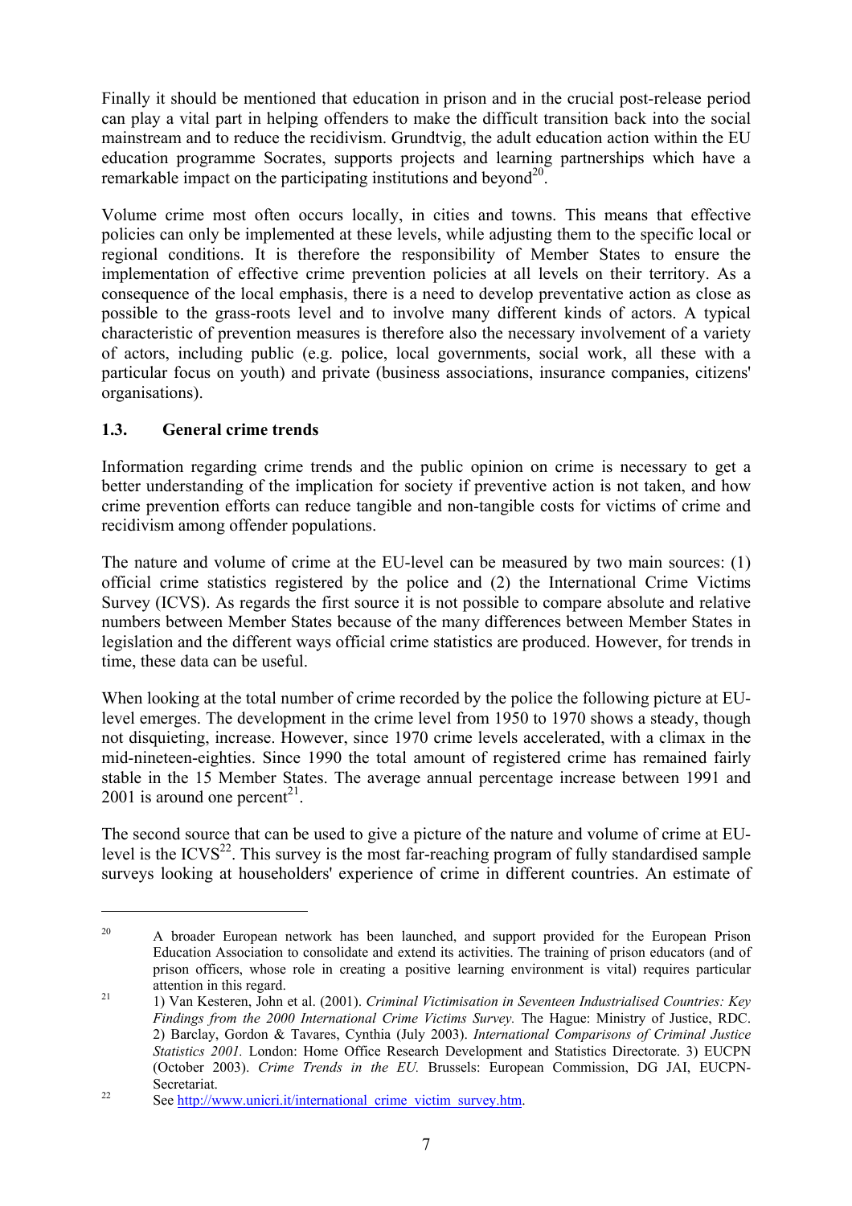Finally it should be mentioned that education in prison and in the crucial post-release period can play a vital part in helping offenders to make the difficult transition back into the social mainstream and to reduce the recidivism. Grundtvig, the adult education action within the EU education programme Socrates, supports projects and learning partnerships which have a remarkable impact on the participating institutions and beyond[20].

Volume crime most often occurs locally, in cities and towns. This means that effective policies can only be implemented at these levels, while adjusting them to the specific local or regional conditions. It is therefore the responsibility of Member States to ensure the implementation of effective crime prevention policies at all levels on their territory. As a consequence of the local emphasis, there is a need to develop preventative action as close as possible to the grass-roots level and to involve many different kinds of actors. A typical characteristic of prevention measures is therefore also the necessary involvement of a variety of actors, including public (e.g. police, local governments, social work, all these with a particular focus on youth) and private (business associations, insurance companies, citizens' organisations).

### 1.3. General crime trends

Information regarding crime trends and the public opinion on crime is necessary to get a better understanding of the implication for society if preventive action is not taken, and how crime prevention efforts can reduce tangible and non-tangible costs for victims of crime and recidivism among offender populations.

The nature and volume of crime at the EU-level can be measured by two main sources: (1) official crime statistics registered by the police and (2) the International Crime Victims Survey (ICVS). As regards the first source it is not possible to compare absolute and relative numbers between Member States because of the many differences between Member States in legislation and the different ways official crime statistics are produced. However, for trends in time, these data can be useful.

When looking at the total number of crime recorded by the police the following picture at EU-level emerges. The development in the crime level from 1950 to 1970 shows a steady, though not disquieting, increase. However, since 1970 crime levels accelerated, with a climax in the mid-nineteen-eighties. Since 1990 the total amount of registered crime has remained fairly stable in the 15 Member States. The average annual percentage increase between 1991 and 2001 is around one percent[21].

The second source that can be used to give a picture of the nature and volume of crime at EU-level is the ICVS[22]. This survey is the most far-reaching program of fully standardised sample surveys looking at householders' experience of crime in different countries. An estimate of

---

[20] A broader European network has been launched, and support provided for the European Prison Education Association to consolidate and extend its activities. The training of prison educators (and of prison officers, whose role in creating a positive learning environment is vital) requires particular attention in this regard.

[21] 1) Van Kesteren, John et al. (2001). *Criminal Victimisation in Seventeen Industrialised Countries: Key Findings from the 2000 International Crime Victims Survey.* The Hague: Ministry of Justice, RDC. 2) Barclay, Gordon & Tavares, Cynthia (July 2003). *International Comparisons of Criminal Justice Statistics 2001.* London: Home Office Research Development and Statistics Directorate. 3) EUCPN (October 2003). *Crime Trends in the EU.* Brussels: European Commission, DG JAI, EUCPN-Secretariat.

[22] See http://www.unicri.it/international_crime_victim_survey.htm.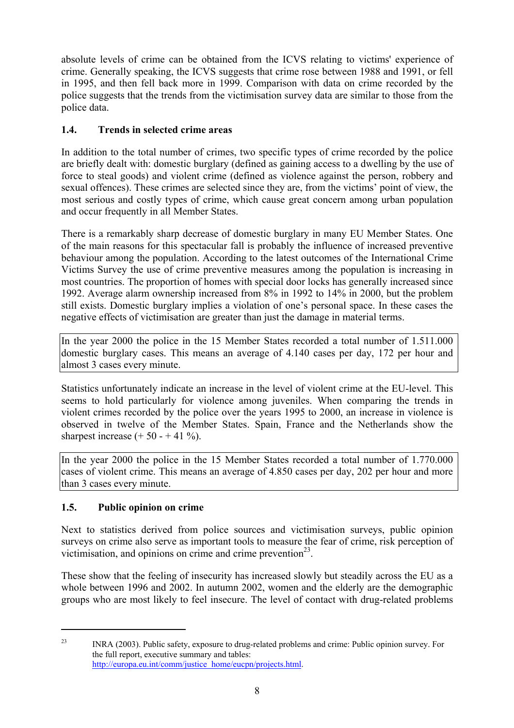absolute levels of crime can be obtained from the ICVS relating to victims' experience of crime. Generally speaking, the ICVS suggests that crime rose between 1988 and 1991, or fell in 1995, and then fell back more in 1999. Comparison with data on crime recorded by the police suggests that the trends from the victimisation survey data are similar to those from the police data.

### 1.4. Trends in selected crime areas

In addition to the total number of crimes, two specific types of crime recorded by the police are briefly dealt with: domestic burglary (defined as gaining access to a dwelling by the use of force to steal goods) and violent crime (defined as violence against the person, robbery and sexual offences). These crimes are selected since they are, from the victims' point of view, the most serious and costly types of crime, which cause great concern among urban population and occur frequently in all Member States.

There is a remarkably sharp decrease of domestic burglary in many EU Member States. One of the main reasons for this spectacular fall is probably the influence of increased preventive behaviour among the population. According to the latest outcomes of the International Crime Victims Survey the use of crime preventive measures among the population is increasing in most countries. The proportion of homes with special door locks has generally increased since 1992. Average alarm ownership increased from 8% in 1992 to 14% in 2000, but the problem still exists. Domestic burglary implies a violation of one's personal space. In these cases the negative effects of victimisation are greater than just the damage in material terms.

> In the year 2000 the police in the 15 Member States recorded a total number of 1.511.000 domestic burglary cases. This means an average of 4.140 cases per day, 172 per hour and almost 3 cases every minute.

Statistics unfortunately indicate an increase in the level of violent crime at the EU-level. This seems to hold particularly for violence among juveniles. When comparing the trends in violent crimes recorded by the police over the years 1995 to 2000, an increase in violence is observed in twelve of the Member States. Spain, France and the Netherlands show the sharpest increase (+ 50 - + 41 %).

> In the year 2000 the police in the 15 Member States recorded a total number of 1.770.000 cases of violent crime. This means an average of 4.850 cases per day, 202 per hour and more than 3 cases every minute.

### 1.5. Public opinion on crime

Next to statistics derived from police sources and victimisation surveys, public opinion surveys on crime also serve as important tools to measure the fear of crime, risk perception of victimisation, and opinions on crime and crime prevention[23].

These show that the feeling of insecurity has increased slowly but steadily across the EU as a whole between 1996 and 2002. In autumn 2002, women and the elderly are the demographic groups who are most likely to feel insecure. The level of contact with drug-related problems

---

[23] INRA (2003). Public safety, exposure to drug-related problems and crime: Public opinion survey. For the full report, executive summary and tables: http://europa.eu.int/comm/justice_home/eucpn/projects.html.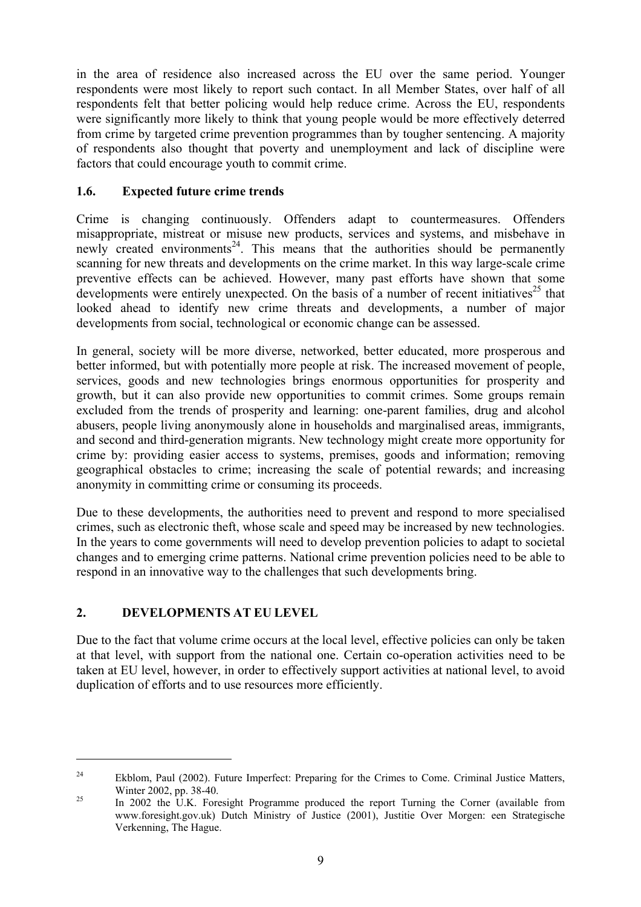in the area of residence also increased across the EU over the same period. Younger respondents were most likely to report such contact. In all Member States, over half of all respondents felt that better policing would help reduce crime. Across the EU, respondents were significantly more likely to think that young people would be more effectively deterred from crime by targeted crime prevention programmes than by tougher sentencing. A majority of respondents also thought that poverty and unemployment and lack of discipline were factors that could encourage youth to commit crime.

### 1.6. Expected future crime trends

Crime is changing continuously. Offenders adapt to countermeasures. Offenders misappropriate, mistreat or misuse new products, services and systems, and misbehave in newly created environments[24]. This means that the authorities should be permanently scanning for new threats and developments on the crime market. In this way large-scale crime preventive effects can be achieved. However, many past efforts have shown that some developments were entirely unexpected. On the basis of a number of recent initiatives[25] that looked ahead to identify new crime threats and developments, a number of major developments from social, technological or economic change can be assessed.

In general, society will be more diverse, networked, better educated, more prosperous and better informed, but with potentially more people at risk. The increased movement of people, services, goods and new technologies brings enormous opportunities for prosperity and growth, but it can also provide new opportunities to commit crimes. Some groups remain excluded from the trends of prosperity and learning: one-parent families, drug and alcohol abusers, people living anonymously alone in households and marginalised areas, immigrants, and second and third-generation migrants. New technology might create more opportunity for crime by: providing easier access to systems, premises, goods and information; removing geographical obstacles to crime; increasing the scale of potential rewards; and increasing anonymity in committing crime or consuming its proceeds.

Due to these developments, the authorities need to prevent and respond to more specialised crimes, such as electronic theft, whose scale and speed may be increased by new technologies. In the years to come governments will need to develop prevention policies to adapt to societal changes and to emerging crime patterns. National crime prevention policies need to be able to respond in an innovative way to the challenges that such developments bring.

## 2. DEVELOPMENTS AT EU LEVEL

Due to the fact that volume crime occurs at the local level, effective policies can only be taken at that level, with support from the national one. Certain co-operation activities need to be taken at EU level, however, in order to effectively support activities at national level, to avoid duplication of efforts and to use resources more efficiently.

---

[24] Ekblom, Paul (2002). Future Imperfect: Preparing for the Crimes to Come. Criminal Justice Matters, Winter 2002, pp. 38-40.

[25] In 2002 the U.K. Foresight Programme produced the report Turning the Corner (available from www.foresight.gov.uk) Dutch Ministry of Justice (2001), Justitie Over Morgen: een Strategische Verkenning, The Hague.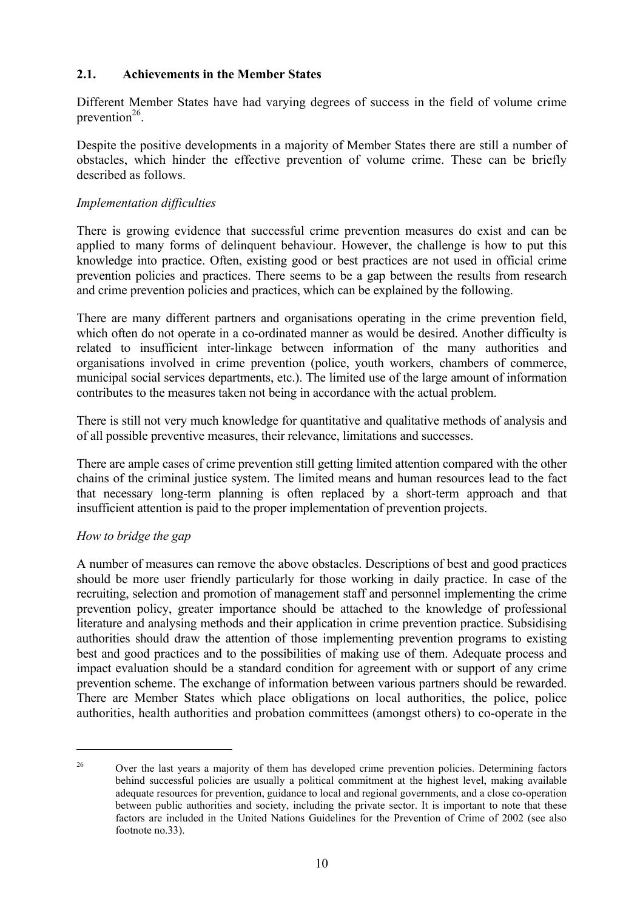## 2.1. Achievements in the Member States

Different Member States have had varying degrees of success in the field of volume crime prevention[26].

Despite the positive developments in a majority of Member States there are still a number of obstacles, which hinder the effective prevention of volume crime. These can be briefly described as follows.

*Implementation difficulties*

There is growing evidence that successful crime prevention measures do exist and can be applied to many forms of delinquent behaviour. However, the challenge is how to put this knowledge into practice. Often, existing good or best practices are not used in official crime prevention policies and practices. There seems to be a gap between the results from research and crime prevention policies and practices, which can be explained by the following.

There are many different partners and organisations operating in the crime prevention field, which often do not operate in a co-ordinated manner as would be desired. Another difficulty is related to insufficient inter-linkage between information of the many authorities and organisations involved in crime prevention (police, youth workers, chambers of commerce, municipal social services departments, etc.). The limited use of the large amount of information contributes to the measures taken not being in accordance with the actual problem.

There is still not very much knowledge for quantitative and qualitative methods of analysis and of all possible preventive measures, their relevance, limitations and successes.

There are ample cases of crime prevention still getting limited attention compared with the other chains of the criminal justice system. The limited means and human resources lead to the fact that necessary long-term planning is often replaced by a short-term approach and that insufficient attention is paid to the proper implementation of prevention projects.

*How to bridge the gap*

A number of measures can remove the above obstacles. Descriptions of best and good practices should be more user friendly particularly for those working in daily practice. In case of the recruiting, selection and promotion of management staff and personnel implementing the crime prevention policy, greater importance should be attached to the knowledge of professional literature and analysing methods and their application in crime prevention practice. Subsidising authorities should draw the attention of those implementing prevention programs to existing best and good practices and to the possibilities of making use of them. Adequate process and impact evaluation should be a standard condition for agreement with or support of any crime prevention scheme. The exchange of information between various partners should be rewarded. There are Member States which place obligations on local authorities, the police, police authorities, health authorities and probation committees (amongst others) to co-operate in the

---

[26] Over the last years a majority of them has developed crime prevention policies. Determining factors behind successful policies are usually a political commitment at the highest level, making available adequate resources for prevention, guidance to local and regional governments, and a close co-operation between public authorities and society, including the private sector. It is important to note that these factors are included in the United Nations Guidelines for the Prevention of Crime of 2002 (see also footnote no.33).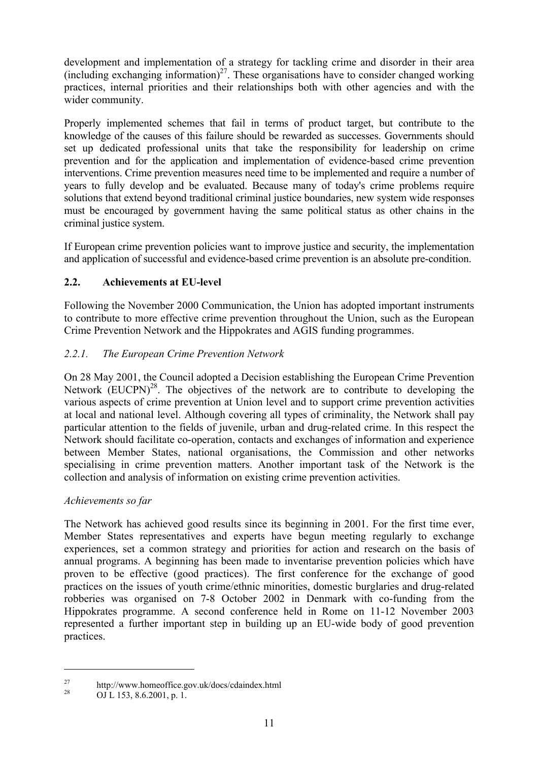development and implementation of a strategy for tackling crime and disorder in their area (including exchanging information)[27]. These organisations have to consider changed working practices, internal priorities and their relationships both with other agencies and with the wider community.

Properly implemented schemes that fail in terms of product target, but contribute to the knowledge of the causes of this failure should be rewarded as successes. Governments should set up dedicated professional units that take the responsibility for leadership on crime prevention and for the application and implementation of evidence-based crime prevention interventions. Crime prevention measures need time to be implemented and require a number of years to fully develop and be evaluated. Because many of today's crime problems require solutions that extend beyond traditional criminal justice boundaries, new system wide responses must be encouraged by government having the same political status as other chains in the criminal justice system.

If European crime prevention policies want to improve justice and security, the implementation and application of successful and evidence-based crime prevention is an absolute pre-condition.

## 2.2. Achievements at EU-level

Following the November 2000 Communication, the Union has adopted important instruments to contribute to more effective crime prevention throughout the Union, such as the European Crime Prevention Network and the Hippokrates and AGIS funding programmes.

### *2.2.1. The European Crime Prevention Network*

On 28 May 2001, the Council adopted a Decision establishing the European Crime Prevention Network (EUCPN)[28]. The objectives of the network are to contribute to developing the various aspects of crime prevention at Union level and to support crime prevention activities at local and national level. Although covering all types of criminality, the Network shall pay particular attention to the fields of juvenile, urban and drug-related crime. In this respect the Network should facilitate co-operation, contacts and exchanges of information and experience between Member States, national organisations, the Commission and other networks specialising in crime prevention matters. Another important task of the Network is the collection and analysis of information on existing crime prevention activities.

*Achievements so far*

The Network has achieved good results since its beginning in 2001. For the first time ever, Member States representatives and experts have begun meeting regularly to exchange experiences, set a common strategy and priorities for action and research on the basis of annual programs. A beginning has been made to inventarise prevention policies which have proven to be effective (good practices). The first conference for the exchange of good practices on the issues of youth crime/ethnic minorities, domestic burglaries and drug-related robberies was organised on 7-8 October 2002 in Denmark with co-funding from the Hippokrates programme. A second conference held in Rome on 11-12 November 2003 represented a further important step in building up an EU-wide body of good prevention practices.

---

[27] http://www.homeoffice.gov.uk/docs/cdaindex.html

[28] OJ L 153, 8.6.2001, p. 1.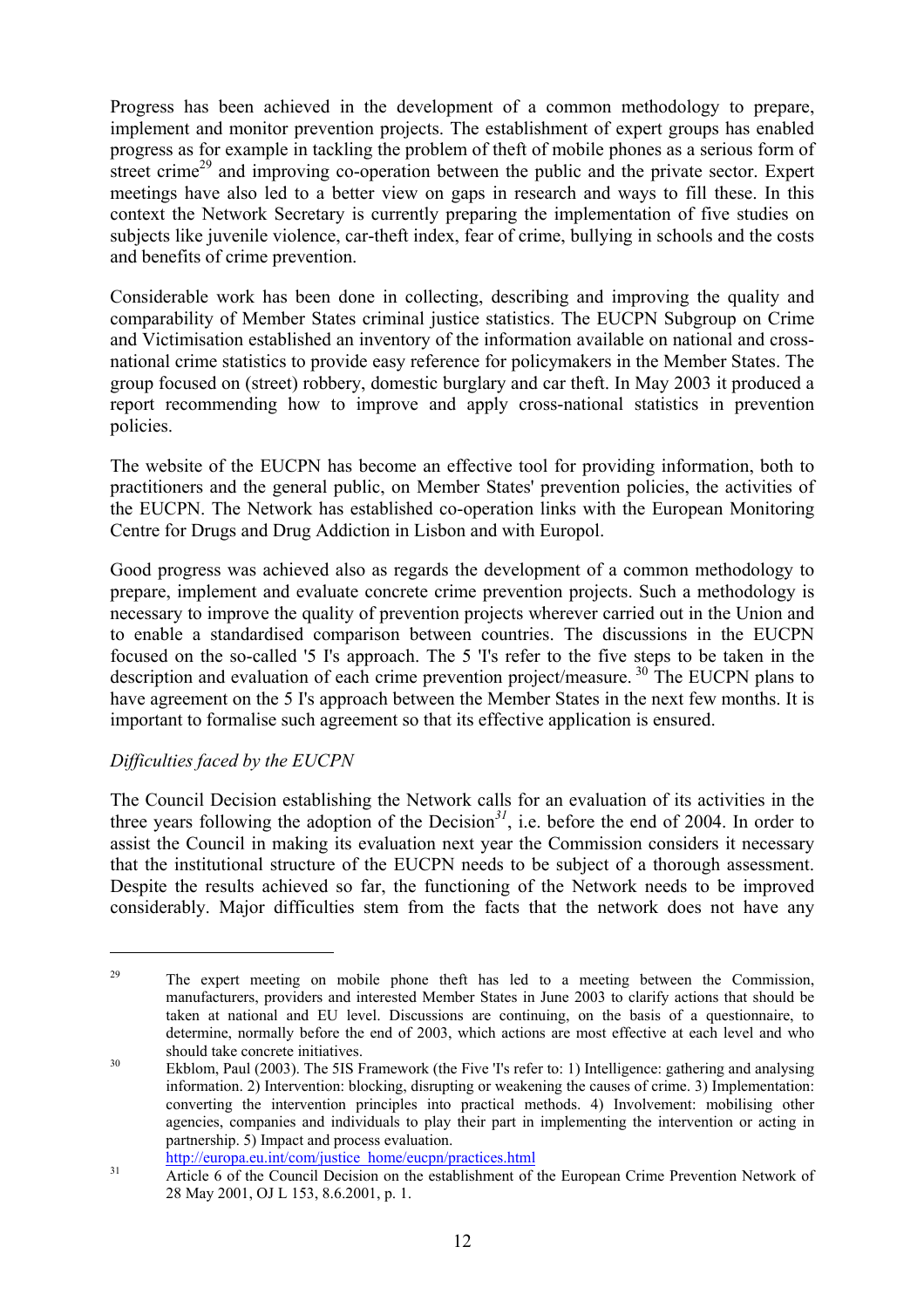Progress has been achieved in the development of a common methodology to prepare, implement and monitor prevention projects. The establishment of expert groups has enabled progress as for example in tackling the problem of theft of mobile phones as a serious form of street crime[29] and improving co-operation between the public and the private sector. Expert meetings have also led to a better view on gaps in research and ways to fill these. In this context the Network Secretary is currently preparing the implementation of five studies on subjects like juvenile violence, car-theft index, fear of crime, bullying in schools and the costs and benefits of crime prevention.

Considerable work has been done in collecting, describing and improving the quality and comparability of Member States criminal justice statistics. The EUCPN Subgroup on Crime and Victimisation established an inventory of the information available on national and cross-national crime statistics to provide easy reference for policymakers in the Member States. The group focused on (street) robbery, domestic burglary and car theft. In May 2003 it produced a report recommending how to improve and apply cross-national statistics in prevention policies.

The website of the EUCPN has become an effective tool for providing information, both to practitioners and the general public, on Member States' prevention policies, the activities of the EUCPN. The Network has established co-operation links with the European Monitoring Centre for Drugs and Drug Addiction in Lisbon and with Europol.

Good progress was achieved also as regards the development of a common methodology to prepare, implement and evaluate concrete crime prevention projects. Such a methodology is necessary to improve the quality of prevention projects wherever carried out in the Union and to enable a standardised comparison between countries. The discussions in the EUCPN focused on the so-called '5 I's approach. The 5 'I's refer to the five steps to be taken in the description and evaluation of each crime prevention project/measure. [30] The EUCPN plans to have agreement on the 5 I's approach between the Member States in the next few months. It is important to formalise such agreement so that its effective application is ensured.

*Difficulties faced by the EUCPN*

The Council Decision establishing the Network calls for an evaluation of its activities in the three years following the adoption of the Decision[31], i.e. before the end of 2004. In order to assist the Council in making its evaluation next year the Commission considers it necessary that the institutional structure of the EUCPN needs to be subject of a thorough assessment. Despite the results achieved so far, the functioning of the Network needs to be improved considerably. Major difficulties stem from the facts that the network does not have any

---

[29] The expert meeting on mobile phone theft has led to a meeting between the Commission, manufacturers, providers and interested Member States in June 2003 to clarify actions that should be taken at national and EU level. Discussions are continuing, on the basis of a questionnaire, to determine, normally before the end of 2003, which actions are most effective at each level and who should take concrete initiatives.

[30] Ekblom, Paul (2003). The 5IS Framework (the Five 'I's refer to: 1) Intelligence: gathering and analysing information. 2) Intervention: blocking, disrupting or weakening the causes of crime. 3) Implementation: converting the intervention principles into practical methods. 4) Involvement: mobilising other agencies, companies and individuals to play their part in implementing the intervention or acting in partnership. 5) Impact and process evaluation. http://europa.eu.int/com/justice_home/eucpn/practices.html

[31] Article 6 of the Council Decision on the establishment of the European Crime Prevention Network of 28 May 2001, OJ L 153, 8.6.2001, p. 1.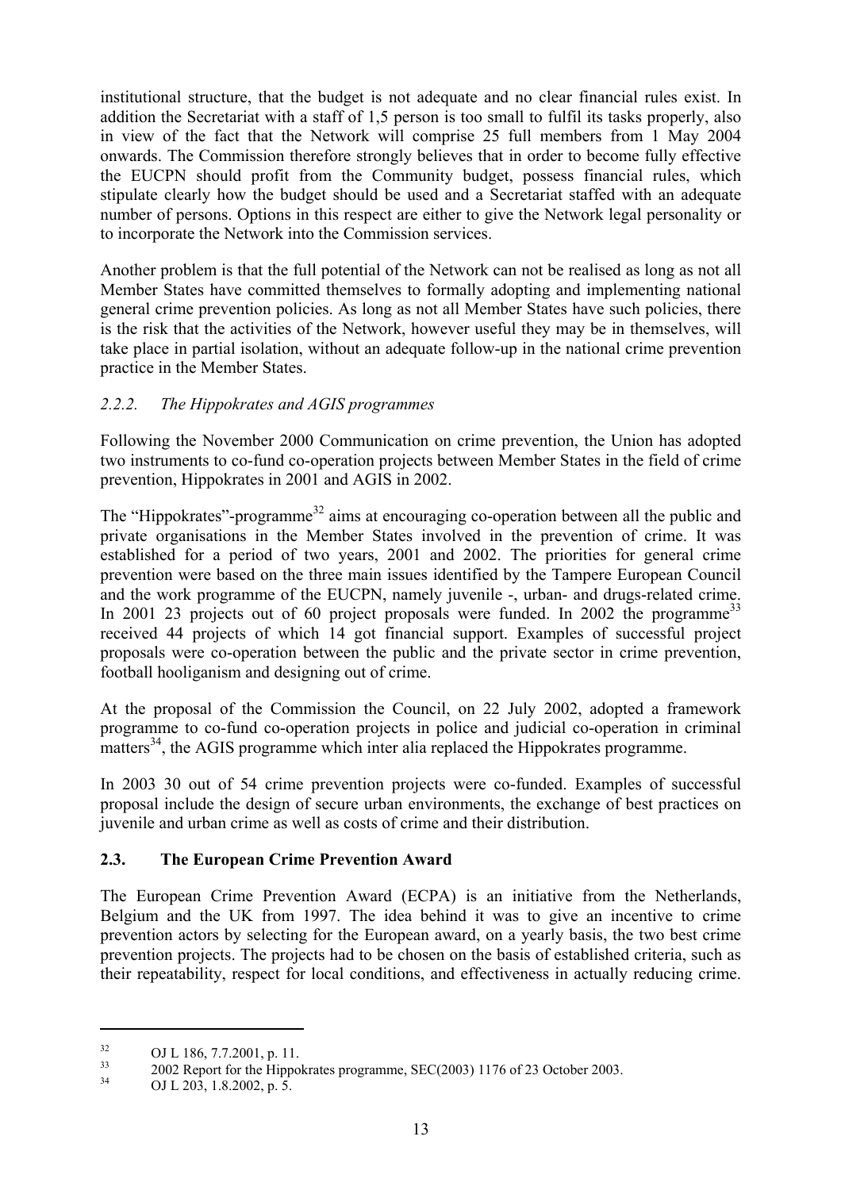institutional structure, that the budget is not adequate and no clear financial rules exist. In addition the Secretariat with a staff of 1,5 person is too small to fulfil its tasks properly, also in view of the fact that the Network will comprise 25 full members from 1 May 2004 onwards. The Commission therefore strongly believes that in order to become fully effective the EUCPN should profit from the Community budget, possess financial rules, which stipulate clearly how the budget should be used and a Secretariat staffed with an adequate number of persons. Options in this respect are either to give the Network legal personality or to incorporate the Network into the Commission services.

Another problem is that the full potential of the Network can not be realised as long as not all Member States have committed themselves to formally adopting and implementing national general crime prevention policies. As long as not all Member States have such policies, there is the risk that the activities of the Network, however useful they may be in themselves, will take place in partial isolation, without an adequate follow-up in the national crime prevention practice in the Member States.

#### *2.2.2. The Hippokrates and AGIS programmes*

Following the November 2000 Communication on crime prevention, the Union has adopted two instruments to co-fund co-operation projects between Member States in the field of crime prevention, Hippokrates in 2001 and AGIS in 2002.

The "Hippokrates"-programme[32] aims at encouraging co-operation between all the public and private organisations in the Member States involved in the prevention of crime. It was established for a period of two years, 2001 and 2002. The priorities for general crime prevention were based on the three main issues identified by the Tampere European Council and the work programme of the EUCPN, namely juvenile -, urban- and drugs-related crime. In 2001 23 projects out of 60 project proposals were funded. In 2002 the programme[33] received 44 projects of which 14 got financial support. Examples of successful project proposals were co-operation between the public and the private sector in crime prevention, football hooliganism and designing out of crime.

At the proposal of the Commission the Council, on 22 July 2002, adopted a framework programme to co-fund co-operation projects in police and judicial co-operation in criminal matters[34], the AGIS programme which inter alia replaced the Hippokrates programme.

In 2003 30 out of 54 crime prevention projects were co-funded. Examples of successful proposal include the design of secure urban environments, the exchange of best practices on juvenile and urban crime as well as costs of crime and their distribution.

### **2.3. The European Crime Prevention Award**

The European Crime Prevention Award (ECPA) is an initiative from the Netherlands, Belgium and the UK from 1997. The idea behind it was to give an incentive to crime prevention actors by selecting for the European award, on a yearly basis, the two best crime prevention projects. The projects had to be chosen on the basis of established criteria, such as their repeatability, respect for local conditions, and effectiveness in actually reducing crime.

---

[32] OJ L 186, 7.7.2001, p. 11.

[33] 2002 Report for the Hippokrates programme, SEC(2003) 1176 of 23 October 2003.

[34] OJ L 203, 1.8.2002, p. 5.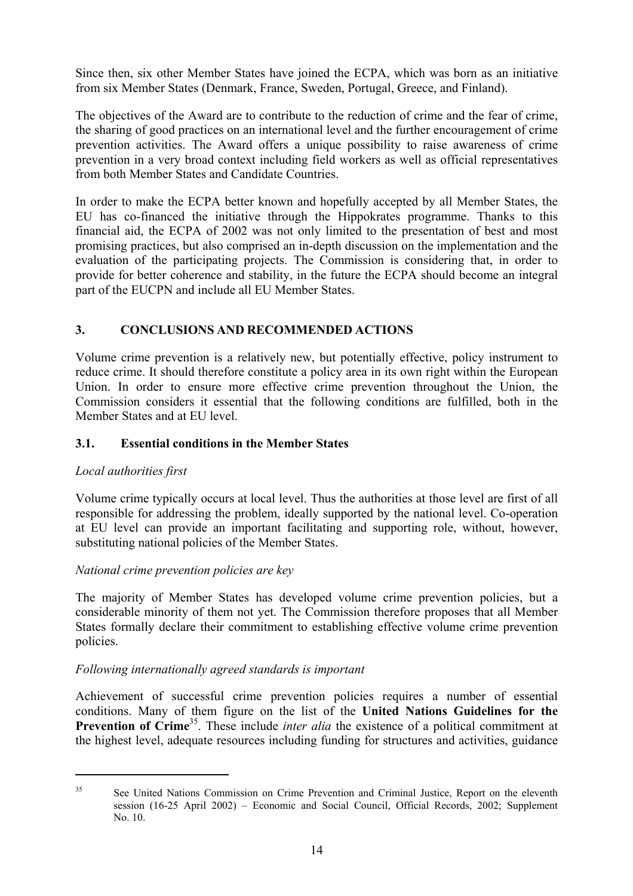Since then, six other Member States have joined the ECPA, which was born as an initiative from six Member States (Denmark, France, Sweden, Portugal, Greece, and Finland).

The objectives of the Award are to contribute to the reduction of crime and the fear of crime, the sharing of good practices on an international level and the further encouragement of crime prevention activities. The Award offers a unique possibility to raise awareness of crime prevention in a very broad context including field workers as well as official representatives from both Member States and Candidate Countries.

In order to make the ECPA better known and hopefully accepted by all Member States, the EU has co-financed the initiative through the Hippokrates programme. Thanks to this financial aid, the ECPA of 2002 was not only limited to the presentation of best and most promising practices, but also comprised an in-depth discussion on the implementation and the evaluation of the participating projects. The Commission is considering that, in order to provide for better coherence and stability, in the future the ECPA should become an integral part of the EUCPN and include all EU Member States.

## 3. CONCLUSIONS AND RECOMMENDED ACTIONS

Volume crime prevention is a relatively new, but potentially effective, policy instrument to reduce crime. It should therefore constitute a policy area in its own right within the European Union. In order to ensure more effective crime prevention throughout the Union, the Commission considers it essential that the following conditions are fulfilled, both in the Member States and at EU level.

### 3.1. Essential conditions in the Member States

*Local authorities first*

Volume crime typically occurs at local level. Thus the authorities at those level are first of all responsible for addressing the problem, ideally supported by the national level. Co-operation at EU level can provide an important facilitating and supporting role, without, however, substituting national policies of the Member States.

*National crime prevention policies are key*

The majority of Member States has developed volume crime prevention policies, but a considerable minority of them not yet. The Commission therefore proposes that all Member States formally declare their commitment to establishing effective volume crime prevention policies.

*Following internationally agreed standards is important*

Achievement of successful crime prevention policies requires a number of essential conditions. Many of them figure on the list of the **United Nations Guidelines for the Prevention of Crime**[35]. These include *inter alia* the existence of a political commitment at the highest level, adequate resources including funding for structures and activities, guidance

[35] See United Nations Commission on Crime Prevention and Criminal Justice, Report on the eleventh session (16-25 April 2002) – Economic and Social Council, Official Records, 2002; Supplement No. 10.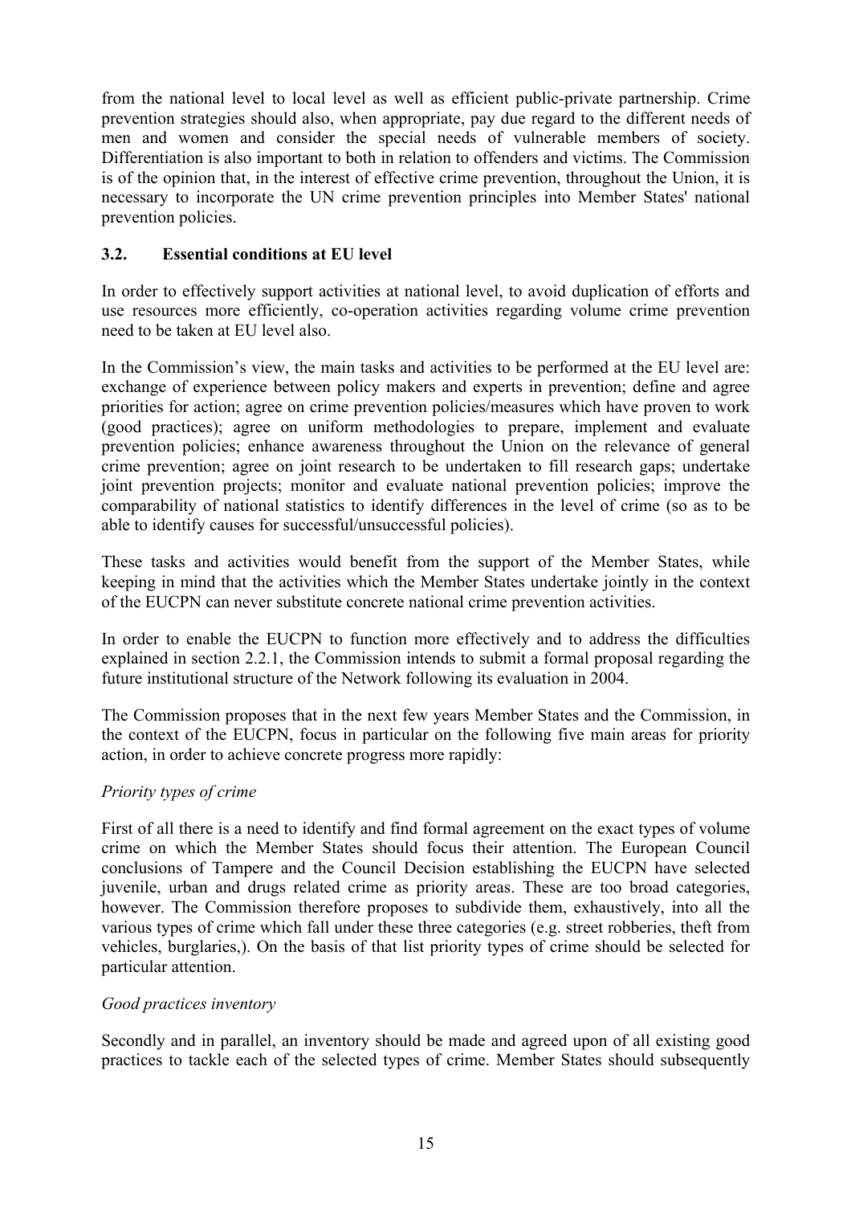from the national level to local level as well as efficient public-private partnership. Crime prevention strategies should also, when appropriate, pay due regard to the different needs of men and women and consider the special needs of vulnerable members of society. Differentiation is also important to both in relation to offenders and victims. The Commission is of the opinion that, in the interest of effective crime prevention, throughout the Union, it is necessary to incorporate the UN crime prevention principles into Member States' national prevention policies.

### 3.2. Essential conditions at EU level

In order to effectively support activities at national level, to avoid duplication of efforts and use resources more efficiently, co-operation activities regarding volume crime prevention need to be taken at EU level also.

In the Commission's view, the main tasks and activities to be performed at the EU level are: exchange of experience between policy makers and experts in prevention; define and agree priorities for action; agree on crime prevention policies/measures which have proven to work (good practices); agree on uniform methodologies to prepare, implement and evaluate prevention policies; enhance awareness throughout the Union on the relevance of general crime prevention; agree on joint research to be undertaken to fill research gaps; undertake joint prevention projects; monitor and evaluate national prevention policies; improve the comparability of national statistics to identify differences in the level of crime (so as to be able to identify causes for successful/unsuccessful policies).

These tasks and activities would benefit from the support of the Member States, while keeping in mind that the activities which the Member States undertake jointly in the context of the EUCPN can never substitute concrete national crime prevention activities.

In order to enable the EUCPN to function more effectively and to address the difficulties explained in section 2.2.1, the Commission intends to submit a formal proposal regarding the future institutional structure of the Network following its evaluation in 2004.

The Commission proposes that in the next few years Member States and the Commission, in the context of the EUCPN, focus in particular on the following five main areas for priority action, in order to achieve concrete progress more rapidly:

*Priority types of crime*

First of all there is a need to identify and find formal agreement on the exact types of volume crime on which the Member States should focus their attention. The European Council conclusions of Tampere and the Council Decision establishing the EUCPN have selected juvenile, urban and drugs related crime as priority areas. These are too broad categories, however. The Commission therefore proposes to subdivide them, exhaustively, into all the various types of crime which fall under these three categories (e.g. street robberies, theft from vehicles, burglaries,). On the basis of that list priority types of crime should be selected for particular attention.

*Good practices inventory*

Secondly and in parallel, an inventory should be made and agreed upon of all existing good practices to tackle each of the selected types of crime. Member States should subsequently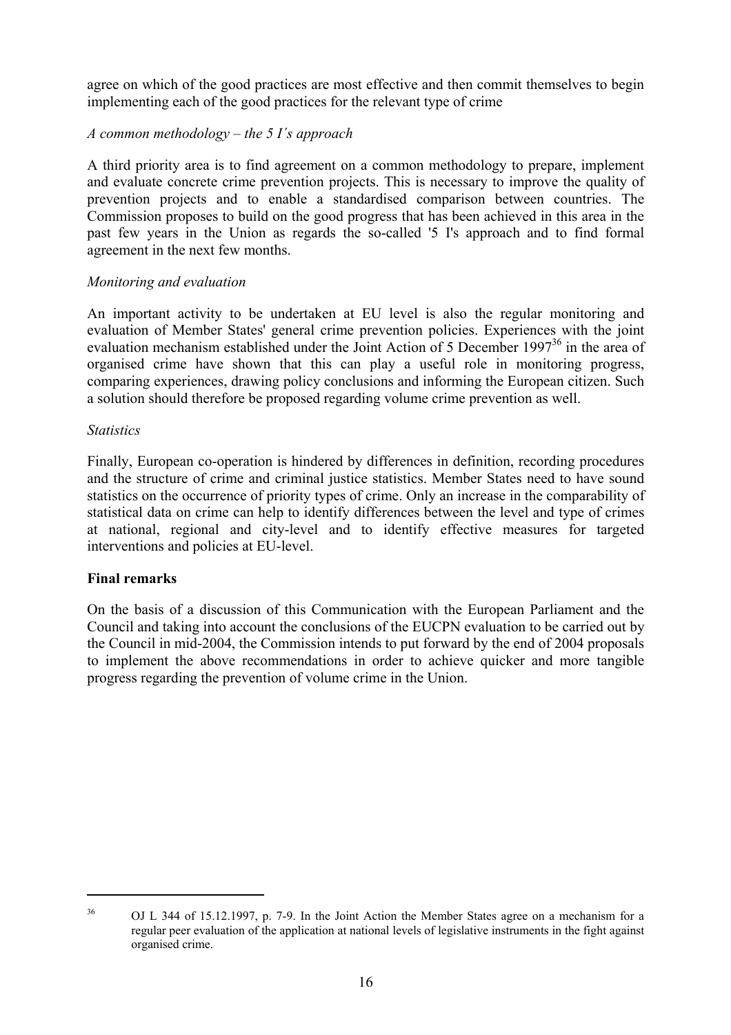agree on which of the good practices are most effective and then commit themselves to begin implementing each of the good practices for the relevant type of crime

*A common methodology – the 5 I´s approach*

A third priority area is to find agreement on a common methodology to prepare, implement and evaluate concrete crime prevention projects. This is necessary to improve the quality of prevention projects and to enable a standardised comparison between countries. The Commission proposes to build on the good progress that has been achieved in this area in the past few years in the Union as regards the so-called '5 I's approach and to find formal agreement in the next few months.

*Monitoring and evaluation*

An important activity to be undertaken at EU level is also the regular monitoring and evaluation of Member States' general crime prevention policies. Experiences with the joint evaluation mechanism established under the Joint Action of 5 December 1997[36] in the area of organised crime have shown that this can play a useful role in monitoring progress, comparing experiences, drawing policy conclusions and informing the European citizen. Such a solution should therefore be proposed regarding volume crime prevention as well.

*Statistics*

Finally, European co-operation is hindered by differences in definition, recording procedures and the structure of crime and criminal justice statistics. Member States need to have sound statistics on the occurrence of priority types of crime. Only an increase in the comparability of statistical data on crime can help to identify differences between the level and type of crimes at national, regional and city-level and to identify effective measures for targeted interventions and policies at EU-level.

**Final remarks**

On the basis of a discussion of this Communication with the European Parliament and the Council and taking into account the conclusions of the EUCPN evaluation to be carried out by the Council in mid-2004, the Commission intends to put forward by the end of 2004 proposals to implement the above recommendations in order to achieve quicker and more tangible progress regarding the prevention of volume crime in the Union.

---

[36] OJ L 344 of 15.12.1997, p. 7-9. In the Joint Action the Member States agree on a mechanism for a regular peer evaluation of the application at national levels of legislative instruments in the fight against organised crime.